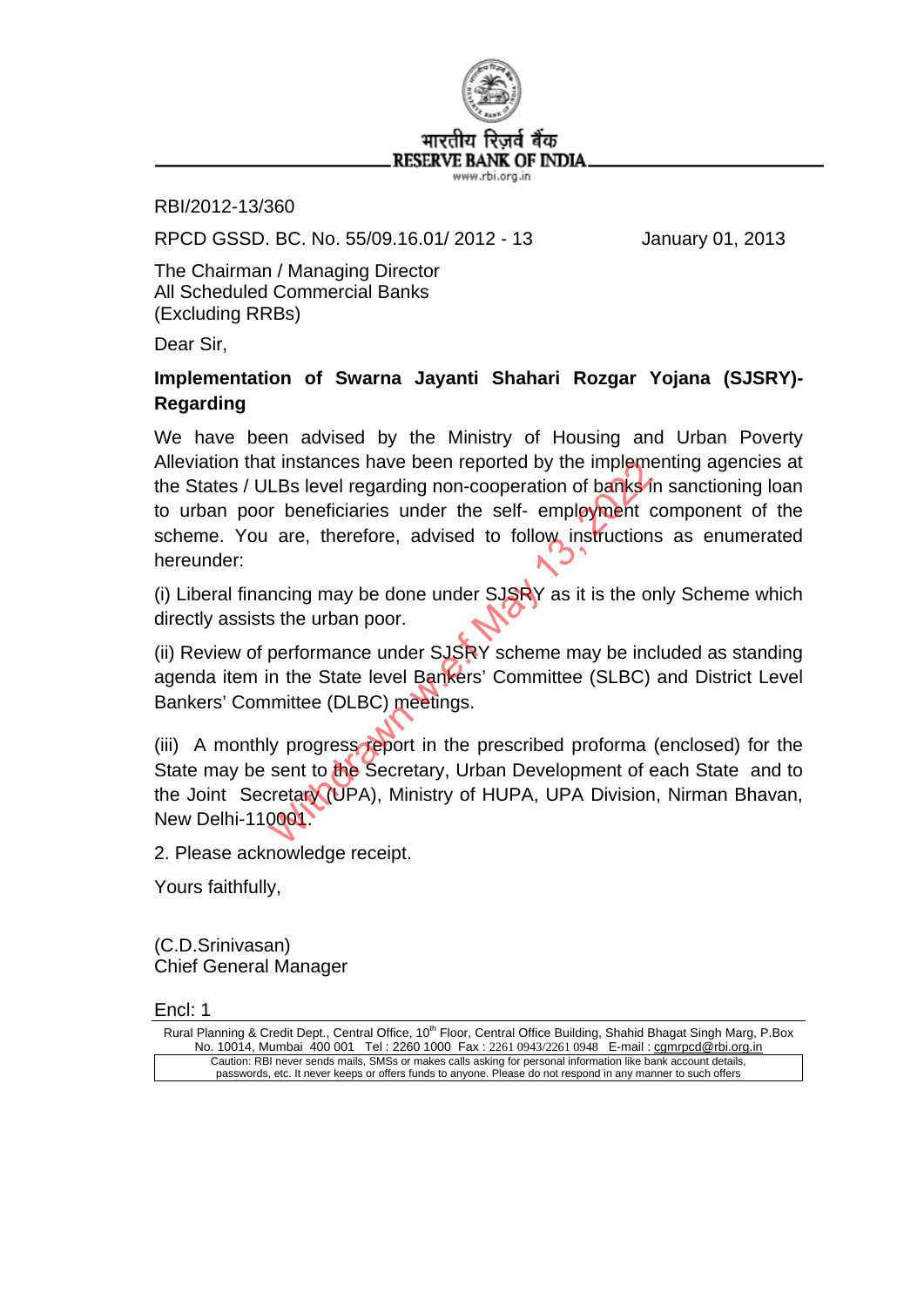भारतीय रिज़र्व बैंक
RESERVE BANK OF INDIA
www.rbi.org.in

RBI/2012-13/360

RPCD GSSD. BC. No. 55/09.16.01/ 2012 - 13 January 01, 2013

The Chairman / Managing Director
All Scheduled Commercial Banks
(Excluding RRBs)

Dear Sir,

**Implementation of Swarna Jayanti Shahari Rozgar Yojana (SJSRY)-Regarding**

We have been advised by the Ministry of Housing and Urban Poverty Alleviation that instances have been reported by the implementing agencies at the States / ULBs level regarding non-cooperation of banks in sanctioning loan to urban poor beneficiaries under the self- employment component of the scheme. You are, therefore, advised to follow instructions as enumerated hereunder:

(i) Liberal financing may be done under SJSRY as it is the only Scheme which directly assists the urban poor.

(ii) Review of performance under SJSRY scheme may be included as standing agenda item in the State level Bankers' Committee (SLBC) and District Level Bankers' Committee (DLBC) meetings.

(iii) A monthly progress report in the prescribed proforma (enclosed) for the State may be sent to the Secretary, Urban Development of each State and to the Joint Secretary (UPA), Ministry of HUPA, UPA Division, Nirman Bhavan, New Delhi-110001.

2. Please acknowledge receipt.

Yours faithfully,

(C.D.Srinivasan)
Chief General Manager

Encl: 1

Rural Planning & Credit Dept., Central Office, 10th Floor, Central Office Building, Shahid Bhagat Singh Marg, P.Box No. 10014, Mumbai 400 001 Tel : 2260 1000 Fax : 2261 0943/2261 0948 E-mail : cgmrpcd@rbi.org.in

Caution: RBI never sends mails, SMSs or makes calls asking for personal information like bank account details, passwords, etc. It never keeps or offers funds to anyone. Please do not respond in any manner to such offers

Withdrawn w.e.f May 13, 2022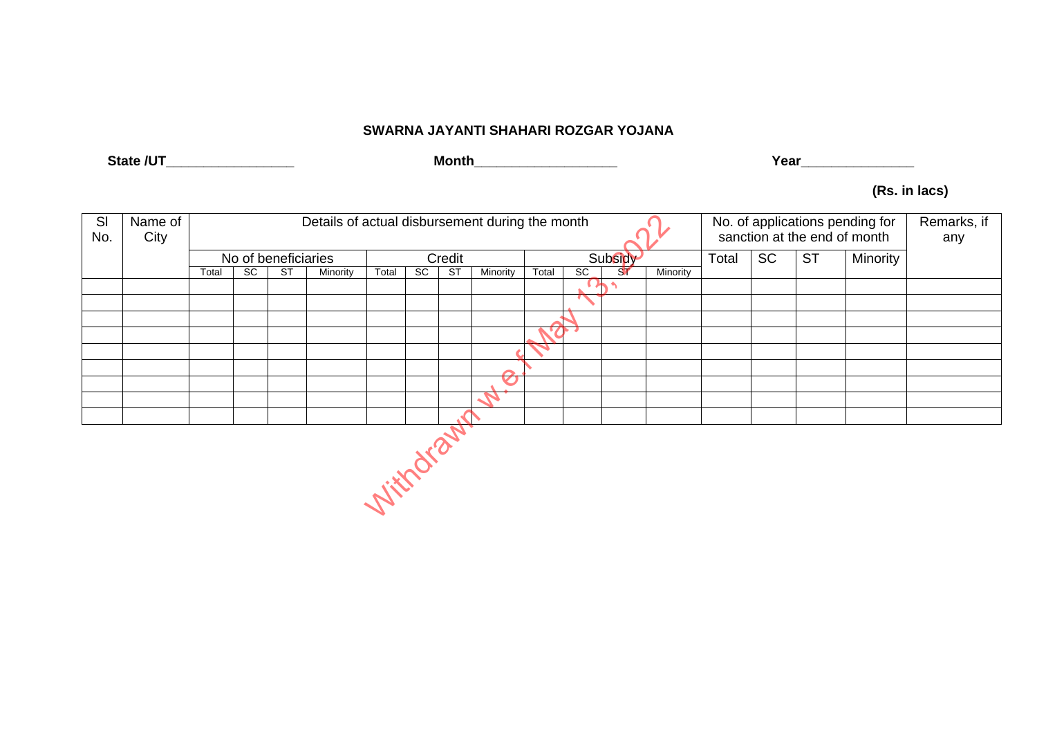**SWARNA JAYANTI SHAHARI ROZGAR YOJANA**

**State /UT**________________ **Month**__________________ **Year**______________

**(Rs. in lacs)**

| Sl No. | Name of City | Details of actual disbursement during the month | | | | | | | | | | | | No. of applications pending for sanction at the end of month | | | | Remarks, if any |
|---|---|---|---|---|---|---|---|---|---|---|---|---|---|---|---|---|---|---|
| | | No of beneficiaries | | | | Credit | | | | Subsidy | | | | Total | SC | ST | Minority | |
| | | Total | SC | ST | Minority | Total | SC | ST | Minority | Total | SC | ST | Minority | | | | | |
| | | | | | | | | | | | | | | | | | | |
| | | | | | | | | | | | | | | | | | | |
| | | | | | | | | | | | | | | | | | | |
| | | | | | | | | | | | | | | | | | | |
| | | | | | | | | | | | | | | | | | | |
| | | | | | | | | | | | | | | | | | | |
| | | | | | | | | | | | | | | | | | | |
| | | | | | | | | | | | | | | | | | | |
| | | | | | | | | | | | | | | | | | | |

Withdrawn w.e.f May 13, 2022